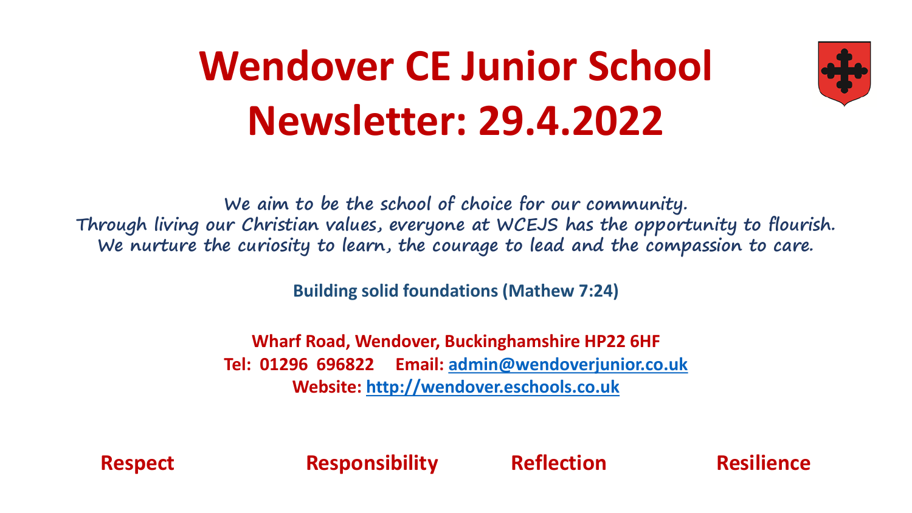# Wendover CE Junior School Newsletter: 29.4.2022

We aim to be the school of choice for our community.
Through living our Christian values, everyone at WCEJS has the opportunity to flourish.
We nurture the curiosity to learn, the courage to lead and the compassion to care.

**Building solid foundations (Mathew 7:24)**

**Wharf Road, Wendover, Buckinghamshire HP22 6HF**
**Tel: 01296 696822 Email: admin@wendoverjunior.co.uk**
**Website: http://wendover.eschools.co.uk**

**Respect** **Responsibility** **Reflection** **Resilience**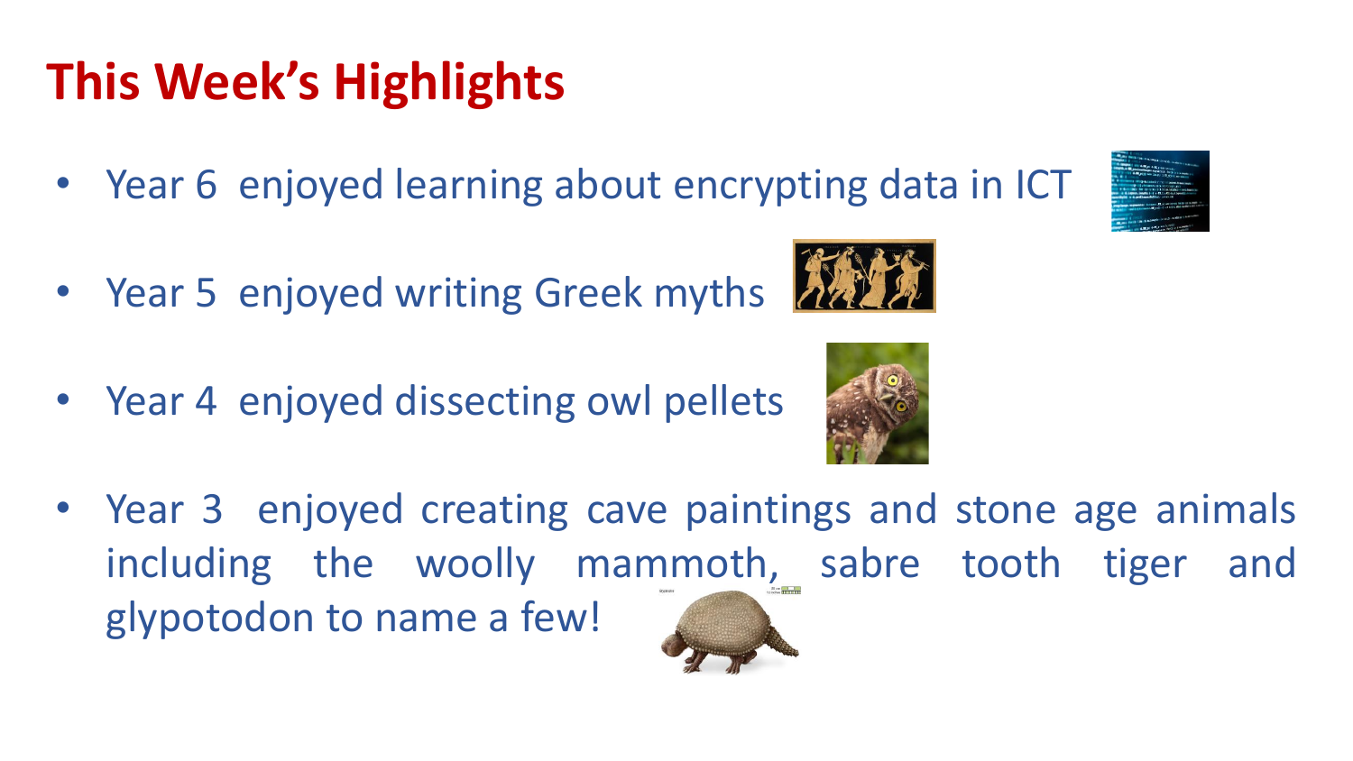# This Week's Highlights

- Year 6 enjoyed learning about encrypting data in ICT
- Year 5 enjoyed writing Greek myths
- Year 4 enjoyed dissecting owl pellets
- Year 3 enjoyed creating cave paintings and stone age animals including the woolly mammoth, sabre tooth tiger and glypotodon to name a few!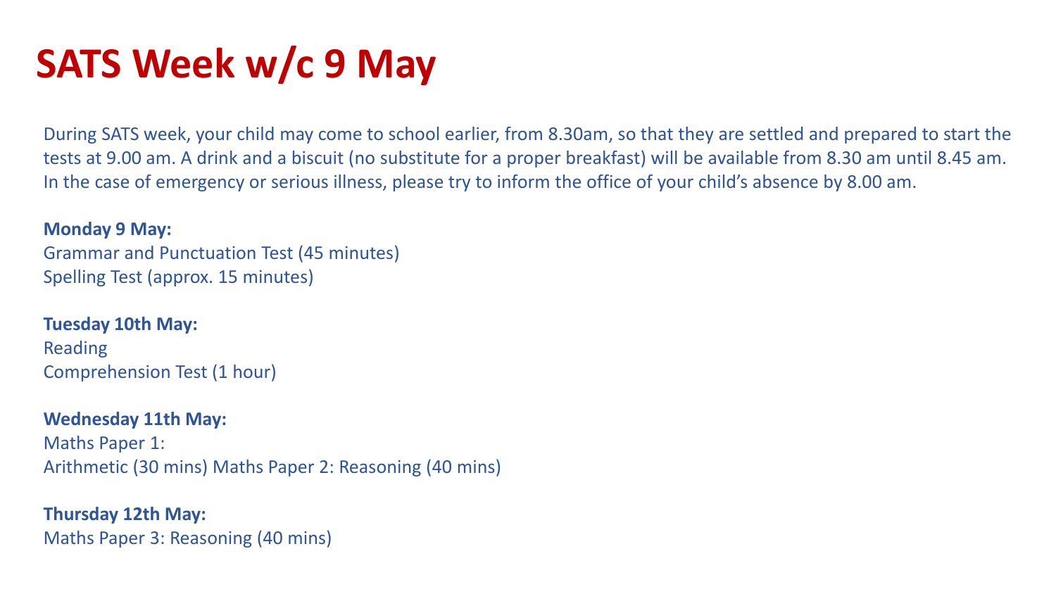# SATS Week w/c 9 May

During SATS week, your child may come to school earlier, from 8.30am, so that they are settled and prepared to start the tests at 9.00 am. A drink and a biscuit (no substitute for a proper breakfast) will be available from 8.30 am until 8.45 am. In the case of emergency or serious illness, please try to inform the office of your child's absence by 8.00 am.

**Monday 9 May:**
Grammar and Punctuation Test (45 minutes)
Spelling Test (approx. 15 minutes)

**Tuesday 10th May:**
Reading
Comprehension Test (1 hour)

**Wednesday 11th May:**
Maths Paper 1:
Arithmetic (30 mins) Maths Paper 2: Reasoning (40 mins)

**Thursday 12th May:**
Maths Paper 3: Reasoning (40 mins)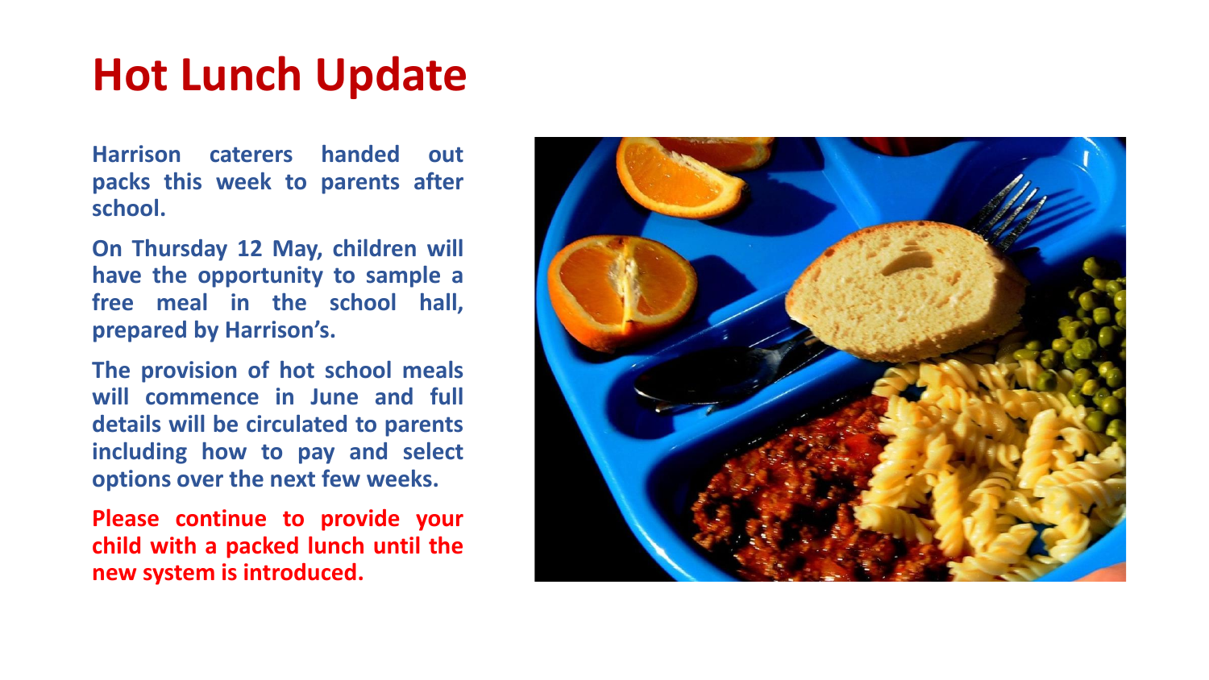# Hot Lunch Update

**Harrison caterers handed out packs this week to parents after school.**

**On Thursday 12 May, children will have the opportunity to sample a free meal in the school hall, prepared by Harrison's.**

**The provision of hot school meals will commence in June and full details will be circulated to parents including how to pay and select options over the next few weeks.**

**Please continue to provide your child with a packed lunch until the new system is introduced.**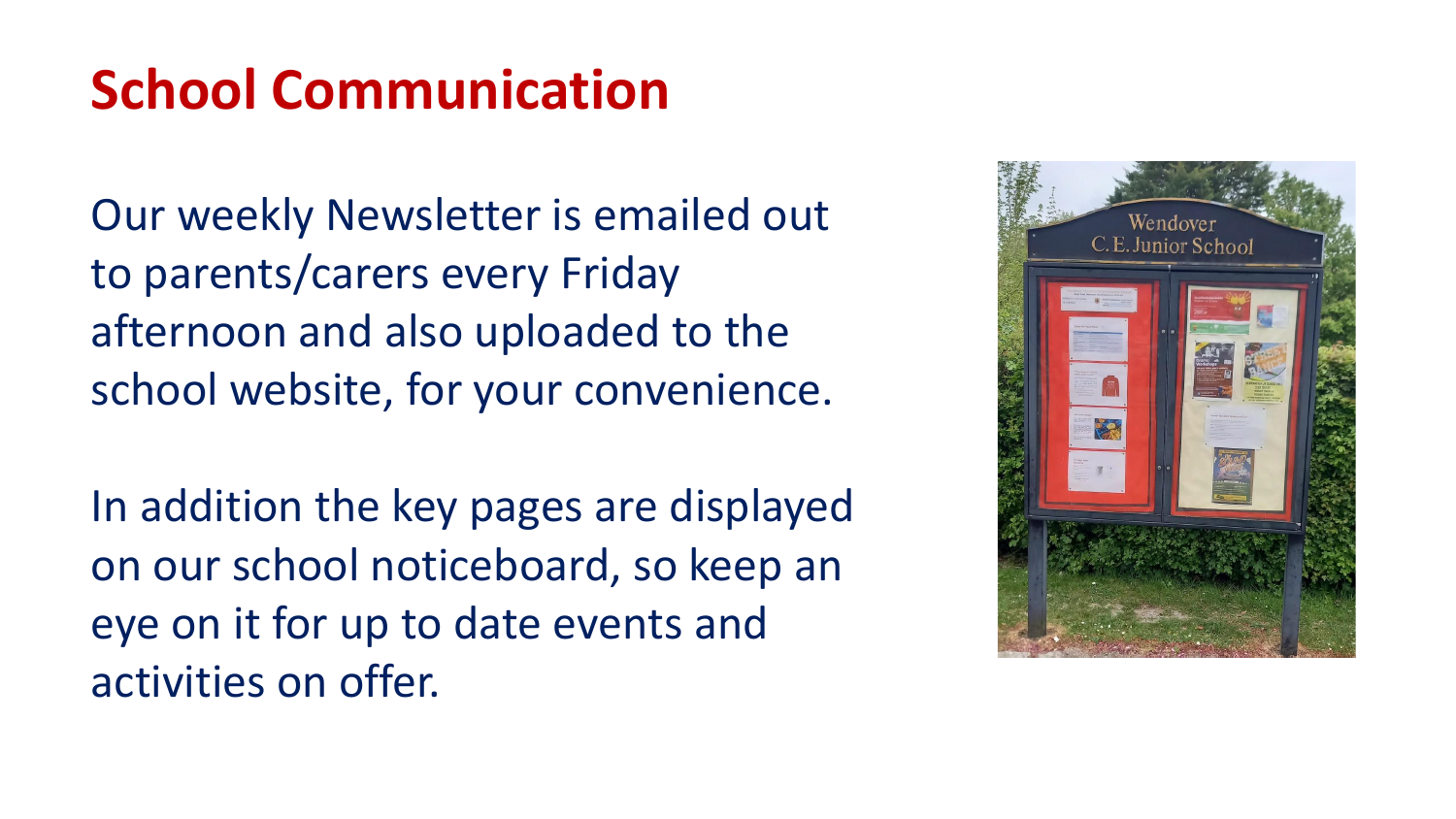# School Communication

Our weekly Newsletter is emailed out to parents/carers every Friday afternoon and also uploaded to the school website, for your convenience.

In addition the key pages are displayed on our school noticeboard, so keep an eye on it for up to date events and activities on offer.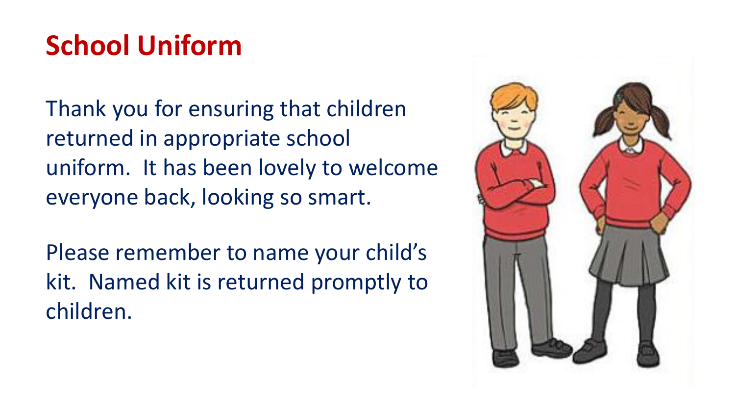# School Uniform

Thank you for ensuring that children returned in appropriate school uniform. It has been lovely to welcome everyone back, looking so smart.

Please remember to name your child's kit. Named kit is returned promptly to children.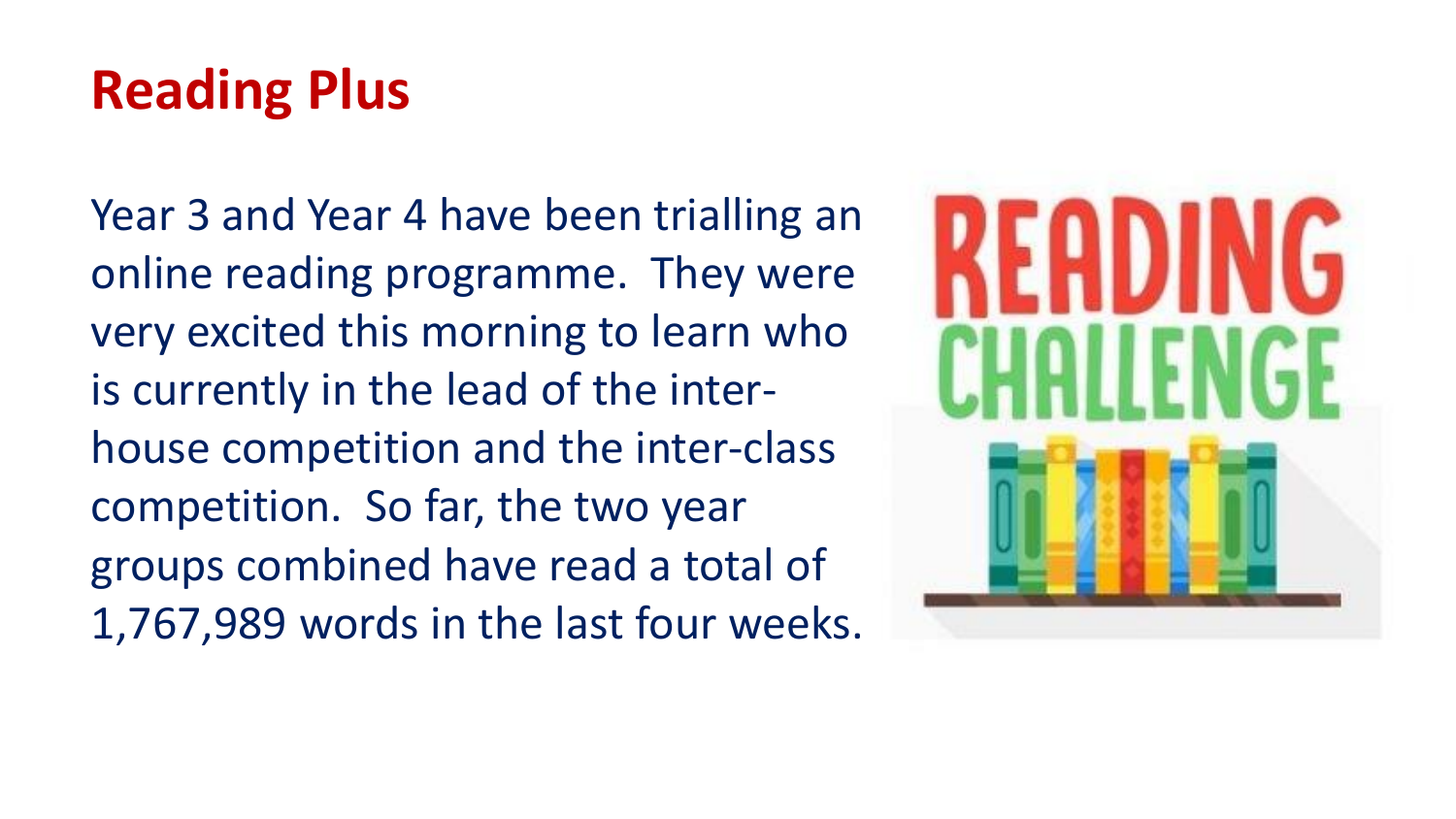# Reading Plus

Year 3 and Year 4 have been trialling an online reading programme. They were very excited this morning to learn who is currently in the lead of the inter-house competition and the inter-class competition. So far, the two year groups combined have read a total of 1,767,989 words in the last four weeks.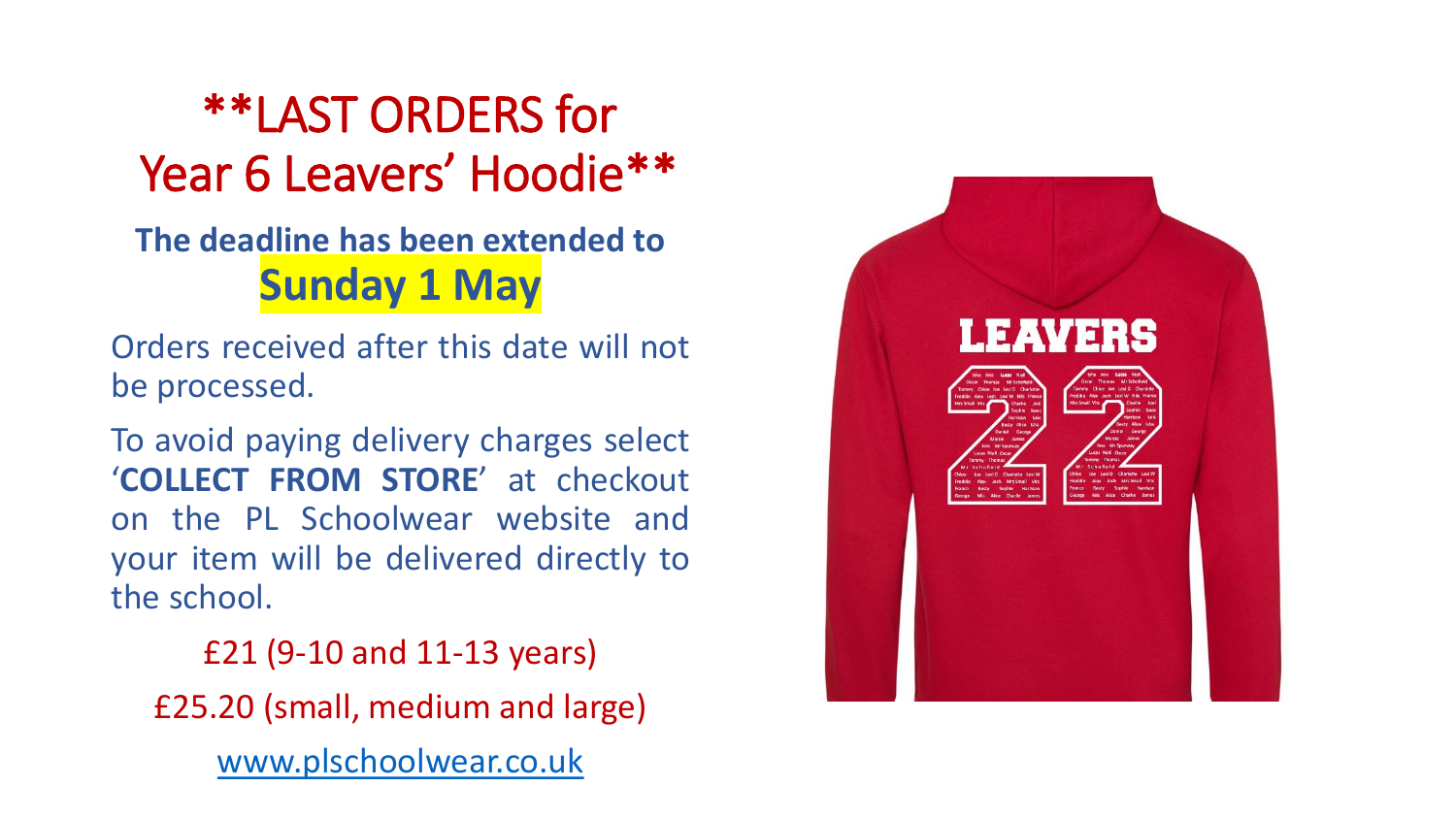# **LAST ORDERS for Year 6 Leavers' Hoodie**

**The deadline has been extended to**

**Sunday 1 May**

Orders received after this date will not be processed.

To avoid paying delivery charges select '**COLLECT FROM STORE**' at checkout on the PL Schoolwear website and your item will be delivered directly to the school.

£21 (9-10 and 11-13 years)

£25.20 (small, medium and large)

www.plschoolwear.co.uk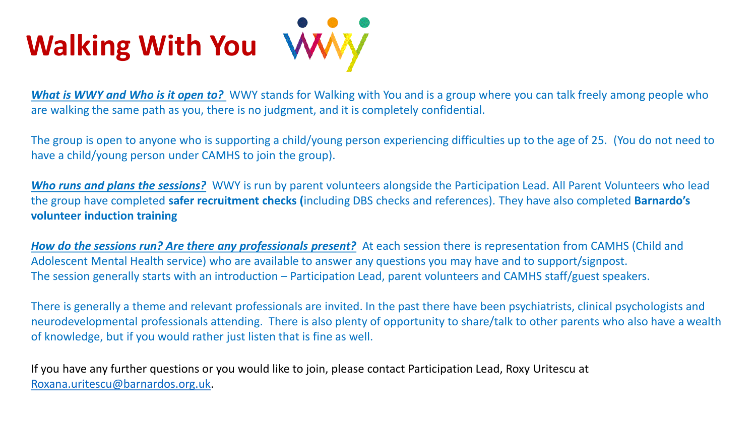# Walking With You

***What is WWY and Who is it open to?*** WWY stands for Walking with You and is a group where you can talk freely among people who are walking the same path as you, there is no judgment, and it is completely confidential.

The group is open to anyone who is supporting a child/young person experiencing difficulties up to the age of 25. (You do not need to have a child/young person under CAMHS to join the group).

***Who runs and plans the sessions?*** WWY is run by parent volunteers alongside the Participation Lead. All Parent Volunteers who lead the group have completed **safer recruitment checks (**including DBS checks and references). They have also completed **Barnardo's volunteer induction training**

***How do the sessions run? Are there any professionals present?*** At each session there is representation from CAMHS (Child and Adolescent Mental Health service) who are available to answer any questions you may have and to support/signpost.
The session generally starts with an introduction – Participation Lead, parent volunteers and CAMHS staff/guest speakers.

There is generally a theme and relevant professionals are invited. In the past there have been psychiatrists, clinical psychologists and neurodevelopmental professionals attending. There is also plenty of opportunity to share/talk to other parents who also have a wealth of knowledge, but if you would rather just listen that is fine as well.

If you have any further questions or you would like to join, please contact Participation Lead, Roxy Uritescu at Roxana.uritescu@barnardos.org.uk.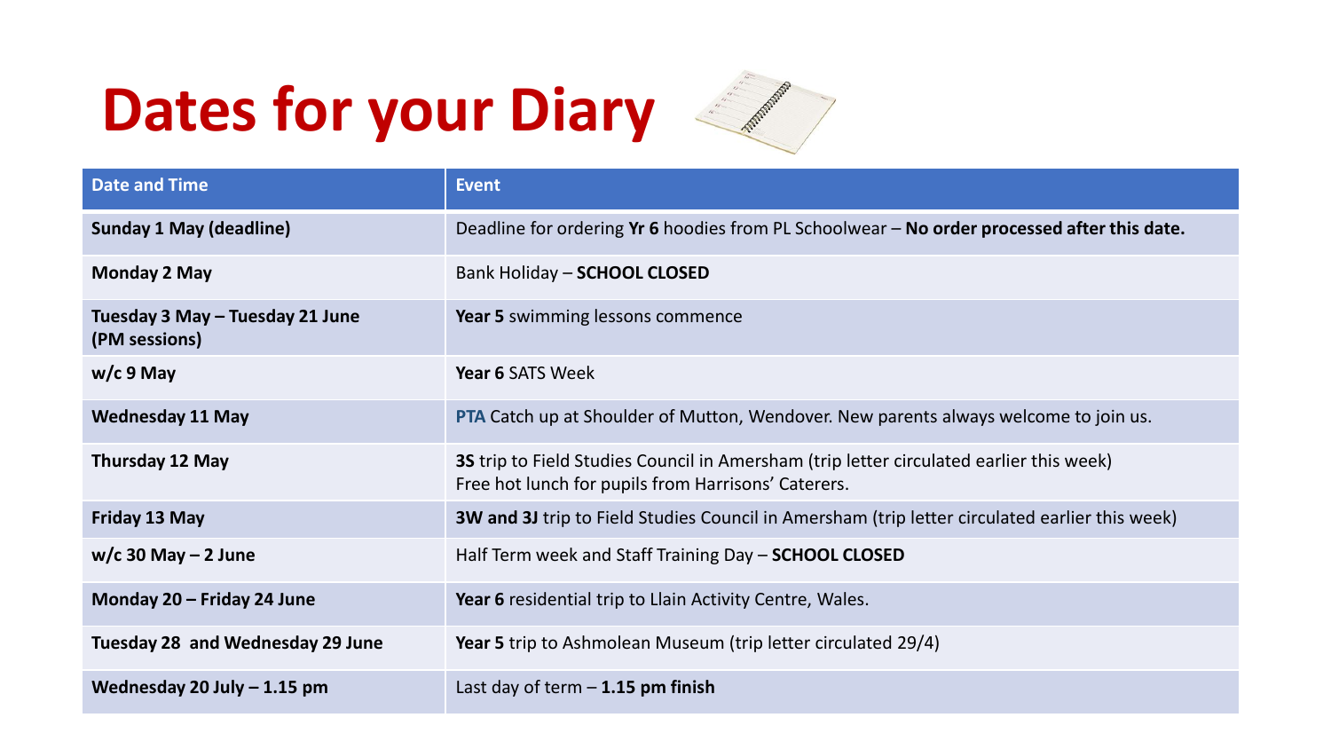# Dates for your Diary

| Date and Time | Event |
| --- | --- |
| **Sunday 1 May (deadline)** | Deadline for ordering **Yr 6** hoodies from PL Schoolwear – **No order processed after this date.** |
| **Monday 2 May** | Bank Holiday – **SCHOOL CLOSED** |
| **Tuesday 3 May – Tuesday 21 June (PM sessions)** | **Year 5** swimming lessons commence |
| **w/c 9 May** | **Year 6** SATS Week |
| **Wednesday 11 May** | PTA Catch up at Shoulder of Mutton, Wendover. New parents always welcome to join us. |
| **Thursday 12 May** | **3S** trip to Field Studies Council in Amersham (trip letter circulated earlier this week) Free hot lunch for pupils from Harrisons' Caterers. |
| **Friday 13 May** | **3W and 3J** trip to Field Studies Council in Amersham (trip letter circulated earlier this week) |
| **w/c 30 May – 2 June** | Half Term week and Staff Training Day – **SCHOOL CLOSED** |
| **Monday 20 – Friday 24 June** | **Year 6** residential trip to Llain Activity Centre, Wales. |
| **Tuesday 28 and Wednesday 29 June** | **Year 5** trip to Ashmolean Museum (trip letter circulated 29/4) |
| **Wednesday 20 July – 1.15 pm** | Last day of term – **1.15 pm finish** |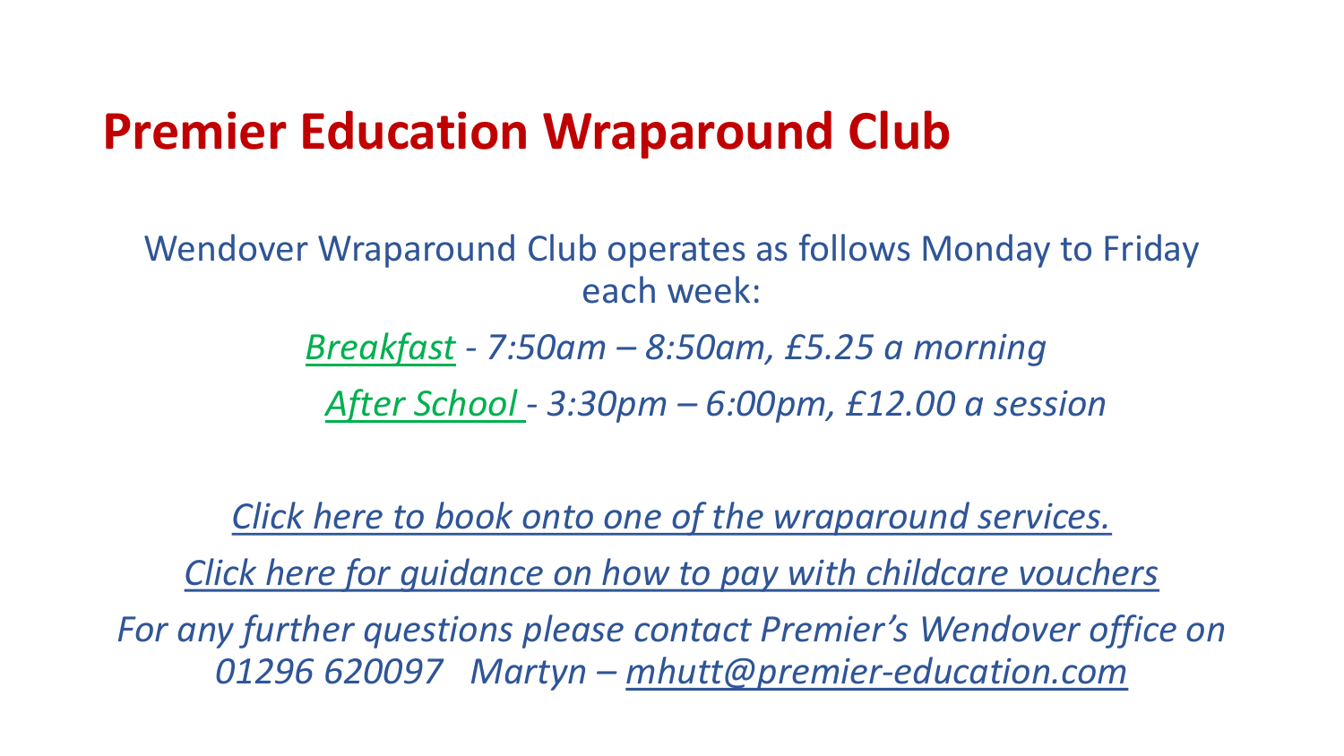# Premier Education Wraparound Club

Wendover Wraparound Club operates as follows Monday to Friday each week:

*Breakfast - 7:50am – 8:50am, £5.25 a morning*

*After School - 3:30pm – 6:00pm, £12.00 a session*

*Click here to book onto one of the wraparound services.*

*Click here for guidance on how to pay with childcare vouchers*

*For any further questions please contact Premier's Wendover office on 01296 620097   Martyn – mhutt@premier-education.com*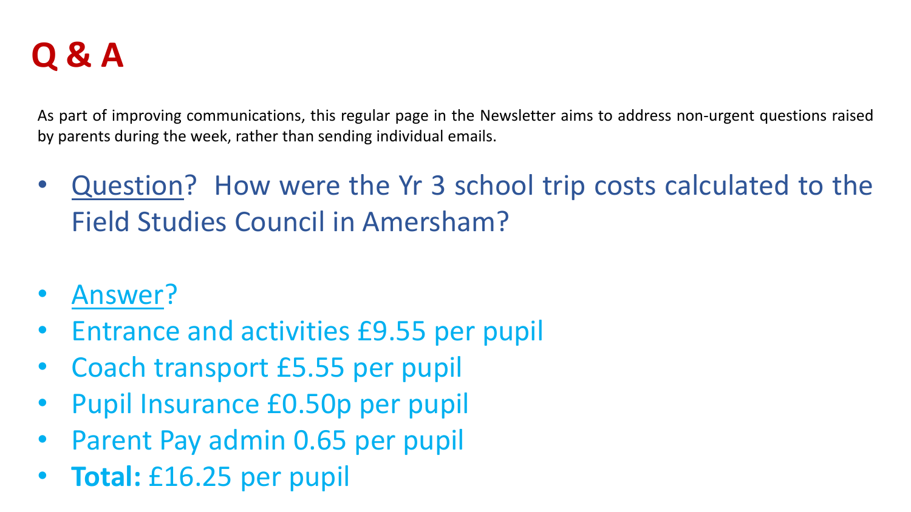# Q & A

As part of improving communications, this regular page in the Newsletter aims to address non-urgent questions raised by parents during the week, rather than sending individual emails.

- Question? How were the Yr 3 school trip costs calculated to the Field Studies Council in Amersham?

- Answer?
- Entrance and activities £9.55 per pupil
- Coach transport £5.55 per pupil
- Pupil Insurance £0.50p per pupil
- Parent Pay admin 0.65 per pupil
- **Total:** £16.25 per pupil